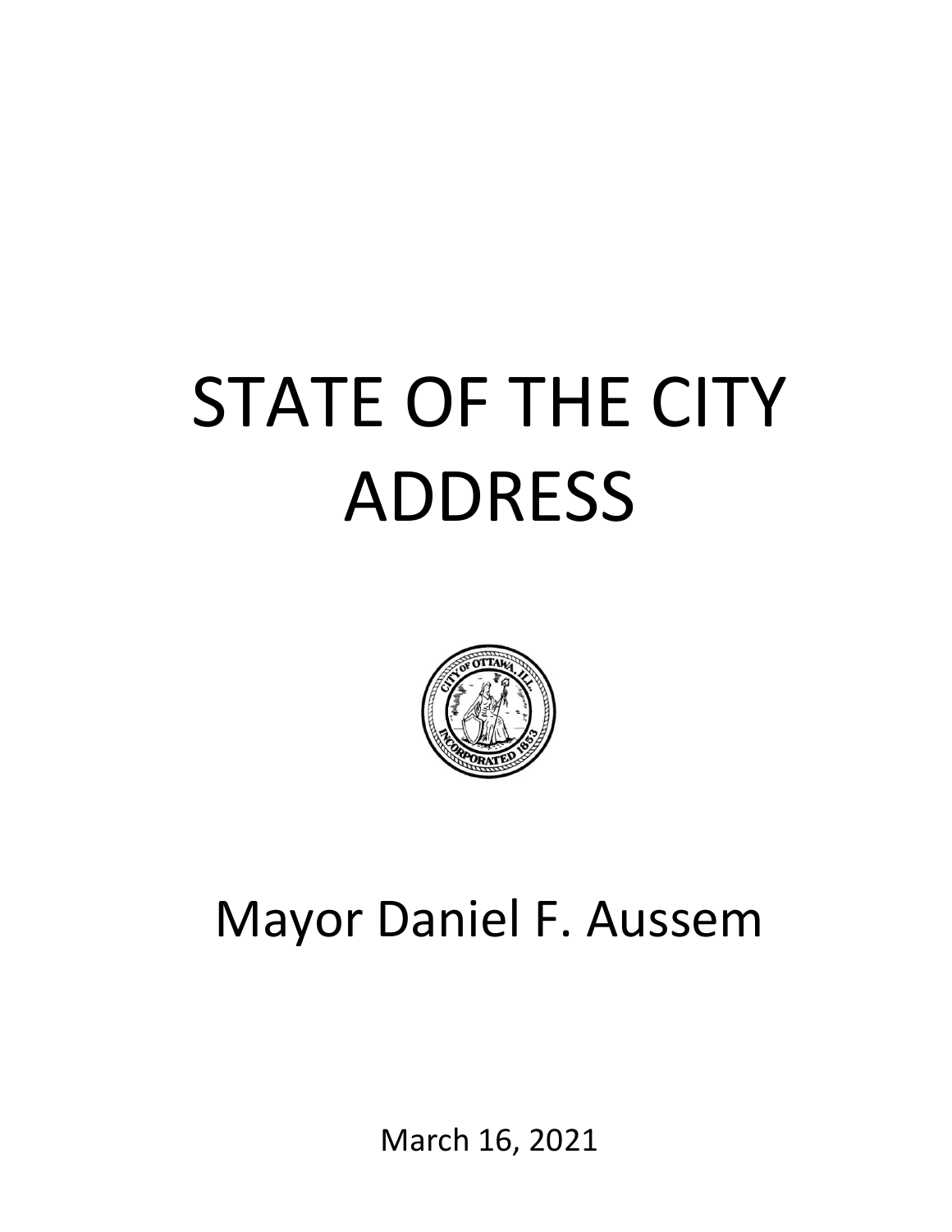# STATE OF THE CITY ADDRESS

Mayor Daniel F. Aussem

March 16, 2021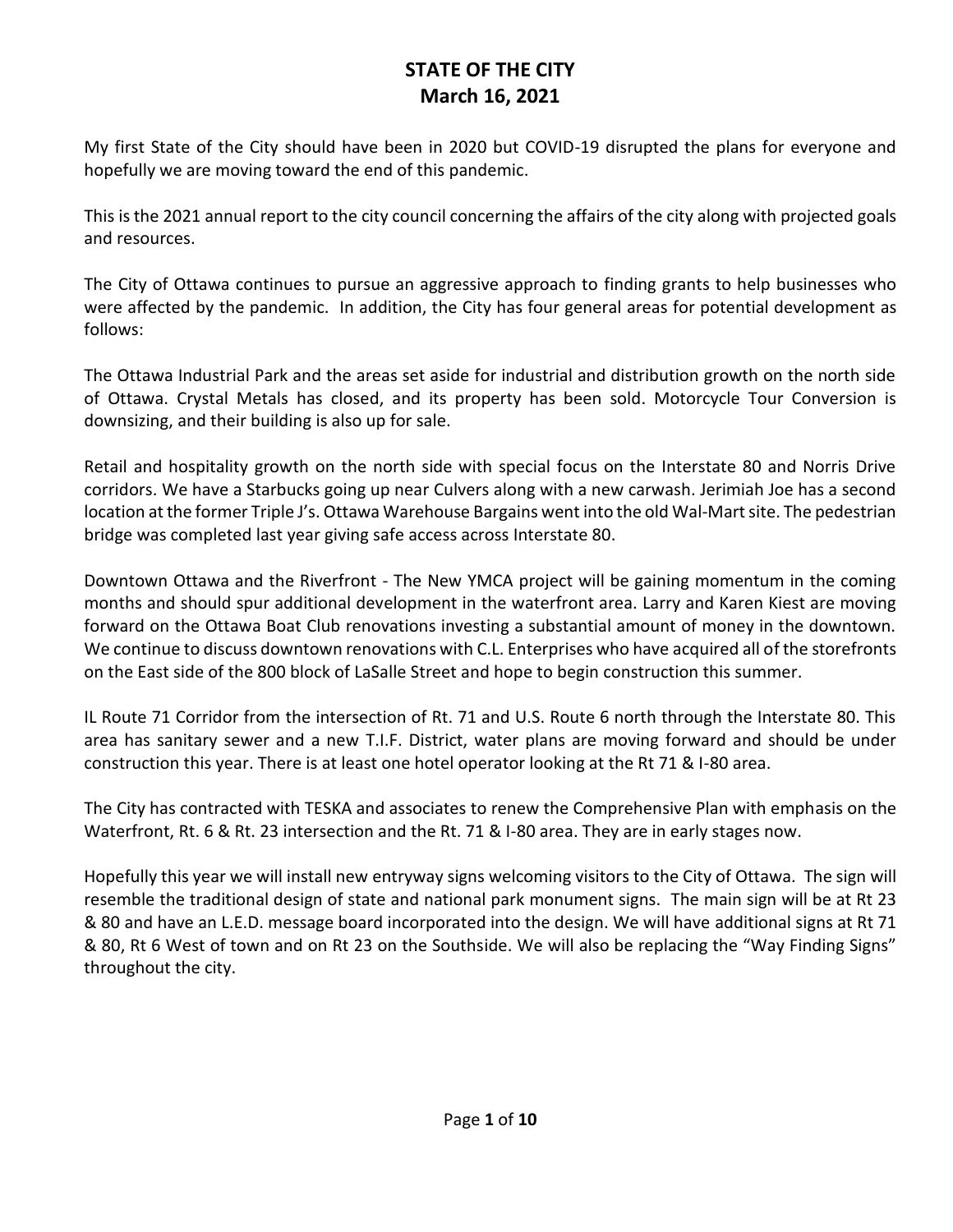# STATE OF THE CITY
## March 16, 2021

My first State of the City should have been in 2020 but COVID-19 disrupted the plans for everyone and hopefully we are moving toward the end of this pandemic.

This is the 2021 annual report to the city council concerning the affairs of the city along with projected goals and resources.

The City of Ottawa continues to pursue an aggressive approach to finding grants to help businesses who were affected by the pandemic. In addition, the City has four general areas for potential development as follows:

The Ottawa Industrial Park and the areas set aside for industrial and distribution growth on the north side of Ottawa. Crystal Metals has closed, and its property has been sold. Motorcycle Tour Conversion is downsizing, and their building is also up for sale.

Retail and hospitality growth on the north side with special focus on the Interstate 80 and Norris Drive corridors. We have a Starbucks going up near Culvers along with a new carwash. Jerimiah Joe has a second location at the former Triple J's. Ottawa Warehouse Bargains went into the old Wal-Mart site. The pedestrian bridge was completed last year giving safe access across Interstate 80.

Downtown Ottawa and the Riverfront - The New YMCA project will be gaining momentum in the coming months and should spur additional development in the waterfront area. Larry and Karen Kiest are moving forward on the Ottawa Boat Club renovations investing a substantial amount of money in the downtown. We continue to discuss downtown renovations with C.L. Enterprises who have acquired all of the storefronts on the East side of the 800 block of LaSalle Street and hope to begin construction this summer.

IL Route 71 Corridor from the intersection of Rt. 71 and U.S. Route 6 north through the Interstate 80. This area has sanitary sewer and a new T.I.F. District, water plans are moving forward and should be under construction this year. There is at least one hotel operator looking at the Rt 71 & I-80 area.

The City has contracted with TESKA and associates to renew the Comprehensive Plan with emphasis on the Waterfront, Rt. 6 & Rt. 23 intersection and the Rt. 71 & I-80 area. They are in early stages now.

Hopefully this year we will install new entryway signs welcoming visitors to the City of Ottawa. The sign will resemble the traditional design of state and national park monument signs. The main sign will be at Rt 23 & 80 and have an L.E.D. message board incorporated into the design. We will have additional signs at Rt 71 & 80, Rt 6 West of town and on Rt 23 on the Southside. We will also be replacing the "Way Finding Signs" throughout the city.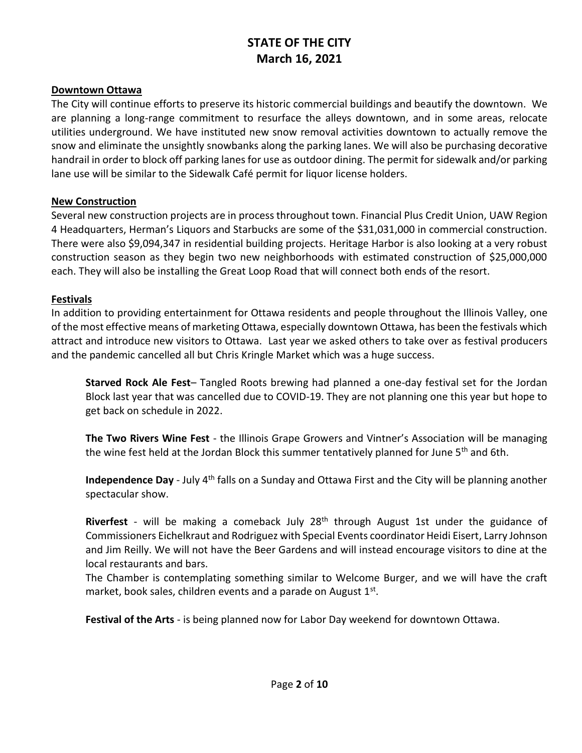# STATE OF THE CITY
## March 16, 2021

**Downtown Ottawa**

The City will continue efforts to preserve its historic commercial buildings and beautify the downtown. We are planning a long-range commitment to resurface the alleys downtown, and in some areas, relocate utilities underground. We have instituted new snow removal activities downtown to actually remove the snow and eliminate the unsightly snowbanks along the parking lanes. We will also be purchasing decorative handrail in order to block off parking lanes for use as outdoor dining. The permit for sidewalk and/or parking lane use will be similar to the Sidewalk Café permit for liquor license holders.

**New Construction**

Several new construction projects are in process throughout town. Financial Plus Credit Union, UAW Region 4 Headquarters, Herman's Liquors and Starbucks are some of the $31,031,000 in commercial construction. There were also $9,094,347 in residential building projects. Heritage Harbor is also looking at a very robust construction season as they begin two new neighborhoods with estimated construction of $25,000,000 each. They will also be installing the Great Loop Road that will connect both ends of the resort.

**Festivals**

In addition to providing entertainment for Ottawa residents and people throughout the Illinois Valley, one of the most effective means of marketing Ottawa, especially downtown Ottawa, has been the festivals which attract and introduce new visitors to Ottawa. Last year we asked others to take over as festival producers and the pandemic cancelled all but Chris Kringle Market which was a huge success.

**Starved Rock Ale Fest**– Tangled Roots brewing had planned a one-day festival set for the Jordan Block last year that was cancelled due to COVID-19. They are not planning one this year but hope to get back on schedule in 2022.

**The Two Rivers Wine Fest** - the Illinois Grape Growers and Vintner's Association will be managing the wine fest held at the Jordan Block this summer tentatively planned for June 5th and 6th.

**Independence Day** - July 4th falls on a Sunday and Ottawa First and the City will be planning another spectacular show.

**Riverfest** - will be making a comeback July 28th through August 1st under the guidance of Commissioners Eichelkraut and Rodriguez with Special Events coordinator Heidi Eisert, Larry Johnson and Jim Reilly. We will not have the Beer Gardens and will instead encourage visitors to dine at the local restaurants and bars.

The Chamber is contemplating something similar to Welcome Burger, and we will have the craft market, book sales, children events and a parade on August 1st.

**Festival of the Arts** - is being planned now for Labor Day weekend for downtown Ottawa.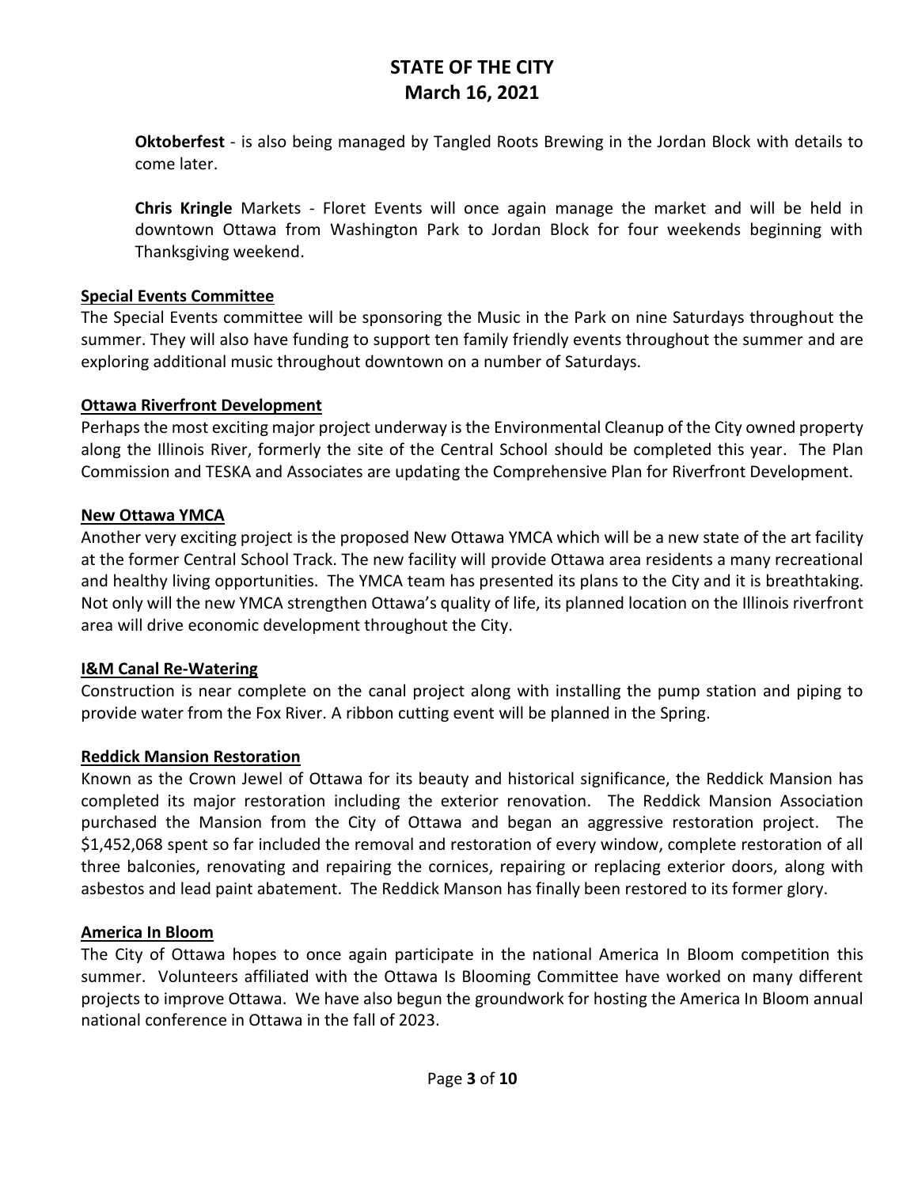**Oktoberfest** - is also being managed by Tangled Roots Brewing in the Jordan Block with details to come later.

**Chris Kringle** Markets - Floret Events will once again manage the market and will be held in downtown Ottawa from Washington Park to Jordan Block for four weekends beginning with Thanksgiving weekend.

**Special Events Committee**

The Special Events committee will be sponsoring the Music in the Park on nine Saturdays throughout the summer. They will also have funding to support ten family friendly events throughout the summer and are exploring additional music throughout downtown on a number of Saturdays.

**Ottawa Riverfront Development**

Perhaps the most exciting major project underway is the Environmental Cleanup of the City owned property along the Illinois River, formerly the site of the Central School should be completed this year. The Plan Commission and TESKA and Associates are updating the Comprehensive Plan for Riverfront Development.

**New Ottawa YMCA**

Another very exciting project is the proposed New Ottawa YMCA which will be a new state of the art facility at the former Central School Track. The new facility will provide Ottawa area residents a many recreational and healthy living opportunities. The YMCA team has presented its plans to the City and it is breathtaking. Not only will the new YMCA strengthen Ottawa's quality of life, its planned location on the Illinois riverfront area will drive economic development throughout the City.

**I&M Canal Re-Watering**

Construction is near complete on the canal project along with installing the pump station and piping to provide water from the Fox River. A ribbon cutting event will be planned in the Spring.

**Reddick Mansion Restoration**

Known as the Crown Jewel of Ottawa for its beauty and historical significance, the Reddick Mansion has completed its major restoration including the exterior renovation. The Reddick Mansion Association purchased the Mansion from the City of Ottawa and began an aggressive restoration project. The $1,452,068 spent so far included the removal and restoration of every window, complete restoration of all three balconies, renovating and repairing the cornices, repairing or replacing exterior doors, along with asbestos and lead paint abatement. The Reddick Manson has finally been restored to its former glory.

**America In Bloom**

The City of Ottawa hopes to once again participate in the national America In Bloom competition this summer. Volunteers affiliated with the Ottawa Is Blooming Committee have worked on many different projects to improve Ottawa. We have also begun the groundwork for hosting the America In Bloom annual national conference in Ottawa in the fall of 2023.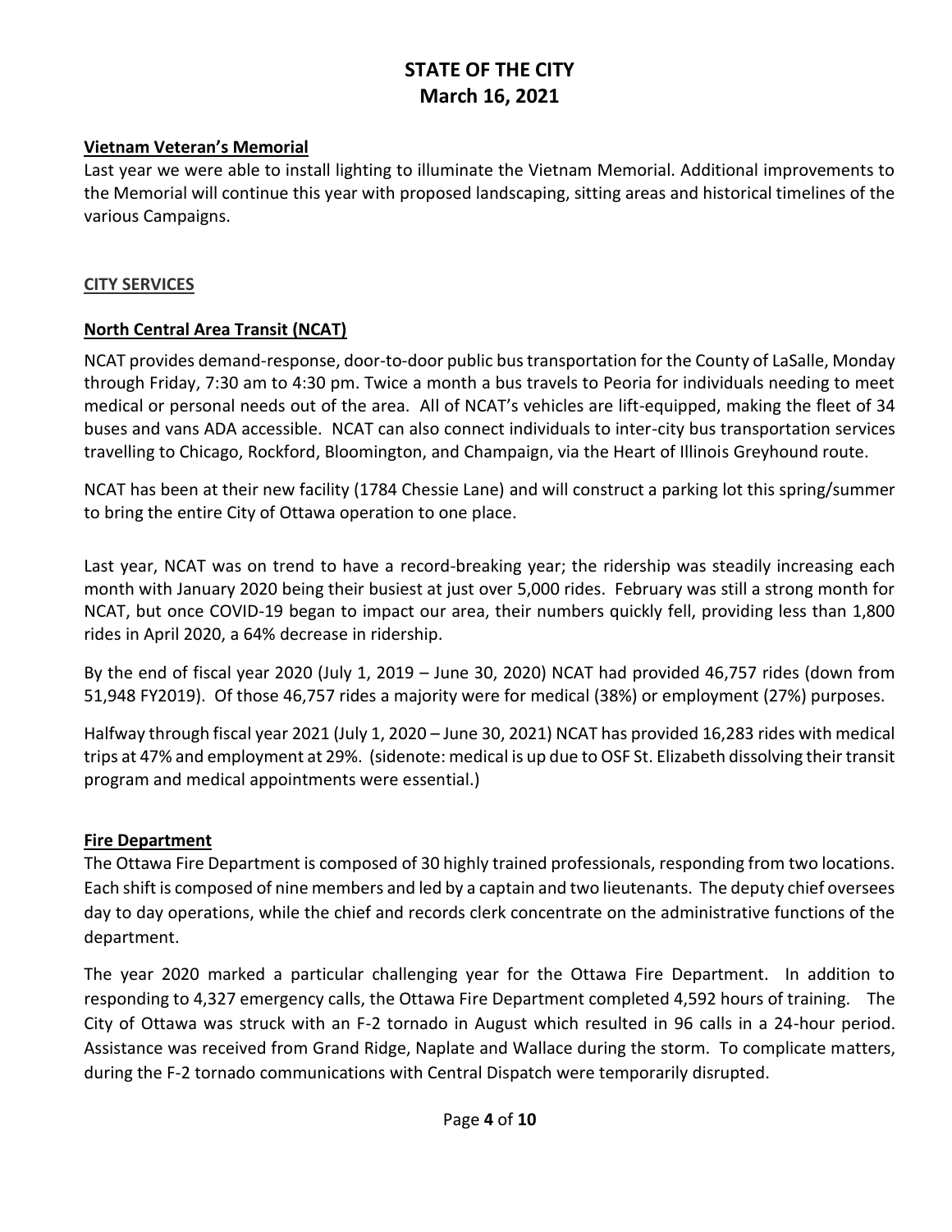### Vietnam Veteran's Memorial

Last year we were able to install lighting to illuminate the Vietnam Memorial. Additional improvements to the Memorial will continue this year with proposed landscaping, sitting areas and historical timelines of the various Campaigns.

## CITY SERVICES

### North Central Area Transit (NCAT)

NCAT provides demand-response, door-to-door public bus transportation for the County of LaSalle, Monday through Friday, 7:30 am to 4:30 pm. Twice a month a bus travels to Peoria for individuals needing to meet medical or personal needs out of the area. All of NCAT's vehicles are lift-equipped, making the fleet of 34 buses and vans ADA accessible. NCAT can also connect individuals to inter-city bus transportation services travelling to Chicago, Rockford, Bloomington, and Champaign, via the Heart of Illinois Greyhound route.

NCAT has been at their new facility (1784 Chessie Lane) and will construct a parking lot this spring/summer to bring the entire City of Ottawa operation to one place.

Last year, NCAT was on trend to have a record-breaking year; the ridership was steadily increasing each month with January 2020 being their busiest at just over 5,000 rides. February was still a strong month for NCAT, but once COVID-19 began to impact our area, their numbers quickly fell, providing less than 1,800 rides in April 2020, a 64% decrease in ridership.

By the end of fiscal year 2020 (July 1, 2019 – June 30, 2020) NCAT had provided 46,757 rides (down from 51,948 FY2019). Of those 46,757 rides a majority were for medical (38%) or employment (27%) purposes.

Halfway through fiscal year 2021 (July 1, 2020 – June 30, 2021) NCAT has provided 16,283 rides with medical trips at 47% and employment at 29%. (sidenote: medical is up due to OSF St. Elizabeth dissolving their transit program and medical appointments were essential.)

### Fire Department

The Ottawa Fire Department is composed of 30 highly trained professionals, responding from two locations. Each shift is composed of nine members and led by a captain and two lieutenants. The deputy chief oversees day to day operations, while the chief and records clerk concentrate on the administrative functions of the department.

The year 2020 marked a particular challenging year for the Ottawa Fire Department. In addition to responding to 4,327 emergency calls, the Ottawa Fire Department completed 4,592 hours of training. The City of Ottawa was struck with an F-2 tornado in August which resulted in 96 calls in a 24-hour period. Assistance was received from Grand Ridge, Naplate and Wallace during the storm. To complicate matters, during the F-2 tornado communications with Central Dispatch were temporarily disrupted.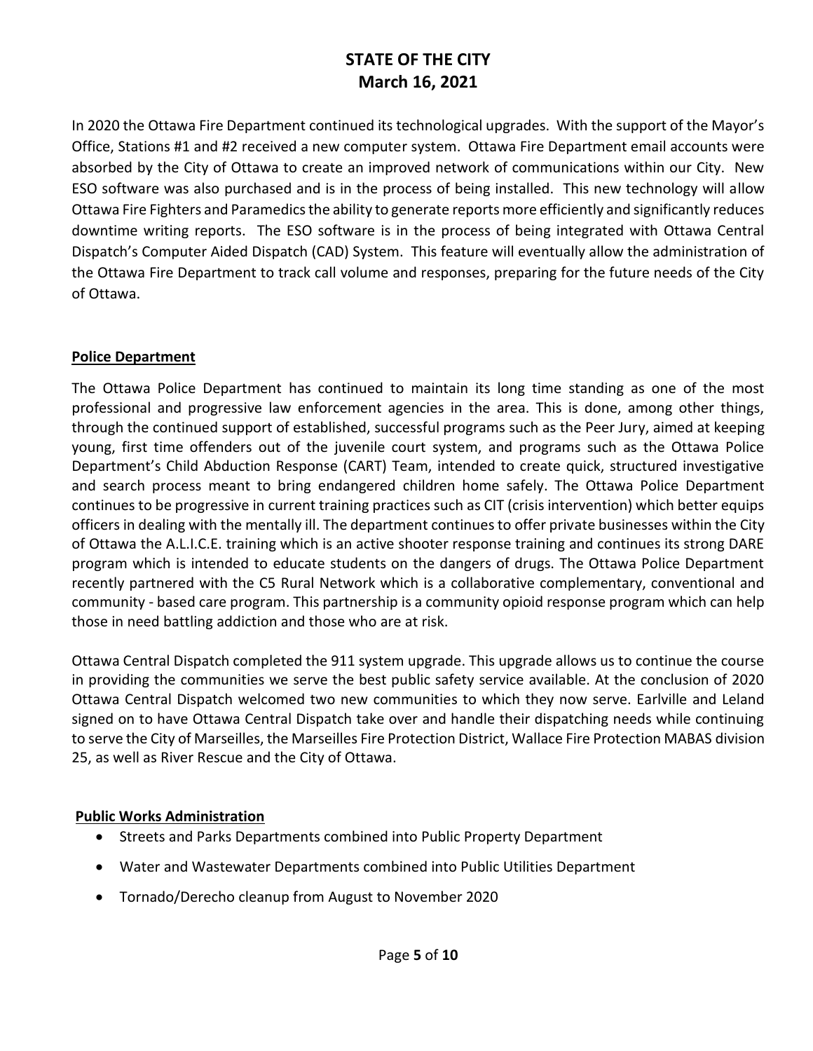In 2020 the Ottawa Fire Department continued its technological upgrades. With the support of the Mayor's Office, Stations #1 and #2 received a new computer system. Ottawa Fire Department email accounts were absorbed by the City of Ottawa to create an improved network of communications within our City. New ESO software was also purchased and is in the process of being installed. This new technology will allow Ottawa Fire Fighters and Paramedics the ability to generate reports more efficiently and significantly reduces downtime writing reports. The ESO software is in the process of being integrated with Ottawa Central Dispatch's Computer Aided Dispatch (CAD) System. This feature will eventually allow the administration of the Ottawa Fire Department to track call volume and responses, preparing for the future needs of the City of Ottawa.

**Police Department**

The Ottawa Police Department has continued to maintain its long time standing as one of the most professional and progressive law enforcement agencies in the area. This is done, among other things, through the continued support of established, successful programs such as the Peer Jury, aimed at keeping young, first time offenders out of the juvenile court system, and programs such as the Ottawa Police Department's Child Abduction Response (CART) Team, intended to create quick, structured investigative and search process meant to bring endangered children home safely. The Ottawa Police Department continues to be progressive in current training practices such as CIT (crisis intervention) which better equips officers in dealing with the mentally ill. The department continues to offer private businesses within the City of Ottawa the A.L.I.C.E. training which is an active shooter response training and continues its strong DARE program which is intended to educate students on the dangers of drugs. The Ottawa Police Department recently partnered with the C5 Rural Network which is a collaborative complementary, conventional and community - based care program. This partnership is a community opioid response program which can help those in need battling addiction and those who are at risk.

Ottawa Central Dispatch completed the 911 system upgrade. This upgrade allows us to continue the course in providing the communities we serve the best public safety service available. At the conclusion of 2020 Ottawa Central Dispatch welcomed two new communities to which they now serve. Earlville and Leland signed on to have Ottawa Central Dispatch take over and handle their dispatching needs while continuing to serve the City of Marseilles, the Marseilles Fire Protection District, Wallace Fire Protection MABAS division 25, as well as River Rescue and the City of Ottawa.

**Public Works Administration**

- Streets and Parks Departments combined into Public Property Department
- Water and Wastewater Departments combined into Public Utilities Department
- Tornado/Derecho cleanup from August to November 2020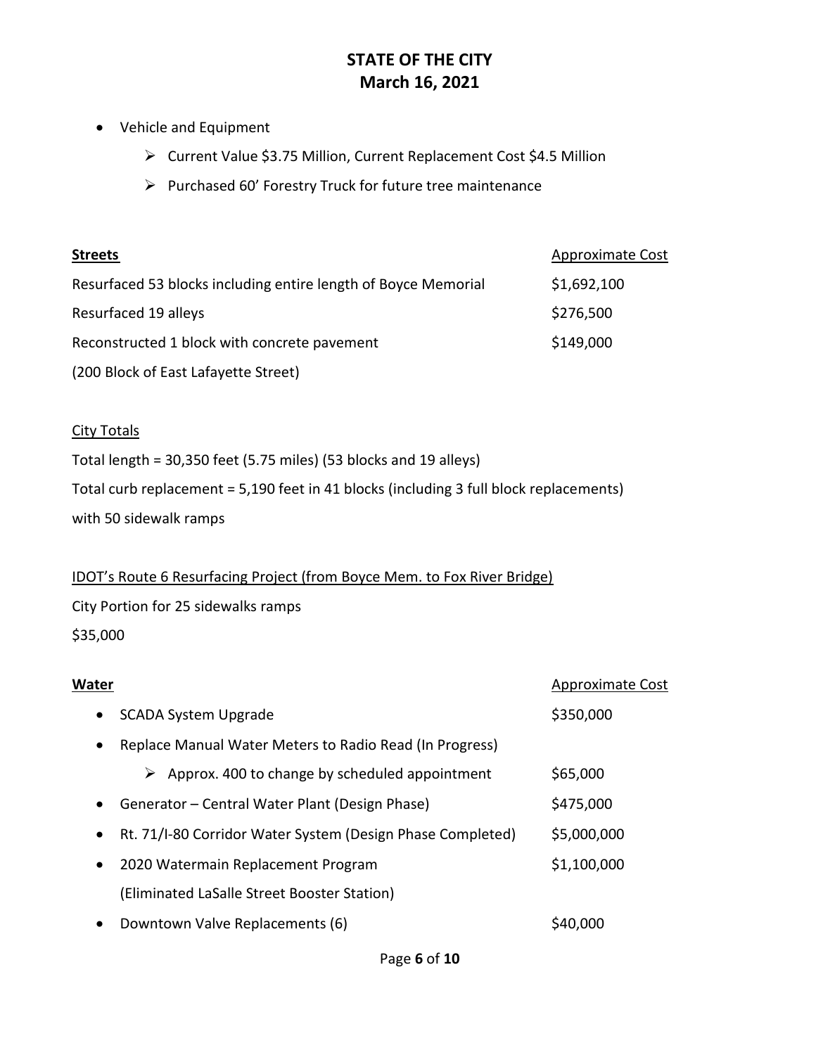- Vehicle and Equipment
  - Current Value $3.75 Million, Current Replacement Cost $4.5 Million
  - Purchased 60' Forestry Truck for future tree maintenance

| **Streets** | Approximate Cost |
| --- | --- |
| Resurfaced 53 blocks including entire length of Boyce Memorial | $1,692,100 |
| Resurfaced 19 alleys | $276,500 |
| Reconstructed 1 block with concrete pavement (200 Block of East Lafayette Street) | $149,000 |

City Totals

Total length = 30,350 feet (5.75 miles) (53 blocks and 19 alleys)

Total curb replacement = 5,190 feet in 41 blocks (including 3 full block replacements) with 50 sidewalk ramps

IDOT's Route 6 Resurfacing Project (from Boyce Mem. to Fox River Bridge)

City Portion for 25 sidewalks ramps

$35,000

| **Water** | Approximate Cost |
| --- | --- |
| • SCADA System Upgrade | $350,000 |
| • Replace Manual Water Meters to Radio Read (In Progress) | |
| ➢ Approx. 400 to change by scheduled appointment | $65,000 |
| • Generator – Central Water Plant (Design Phase) | $475,000 |
| • Rt. 71/I-80 Corridor Water System (Design Phase Completed) | $5,000,000 |
| • 2020 Watermain Replacement Program (Eliminated LaSalle Street Booster Station) | $1,100,000 |
| • Downtown Valve Replacements (6) | $40,000 |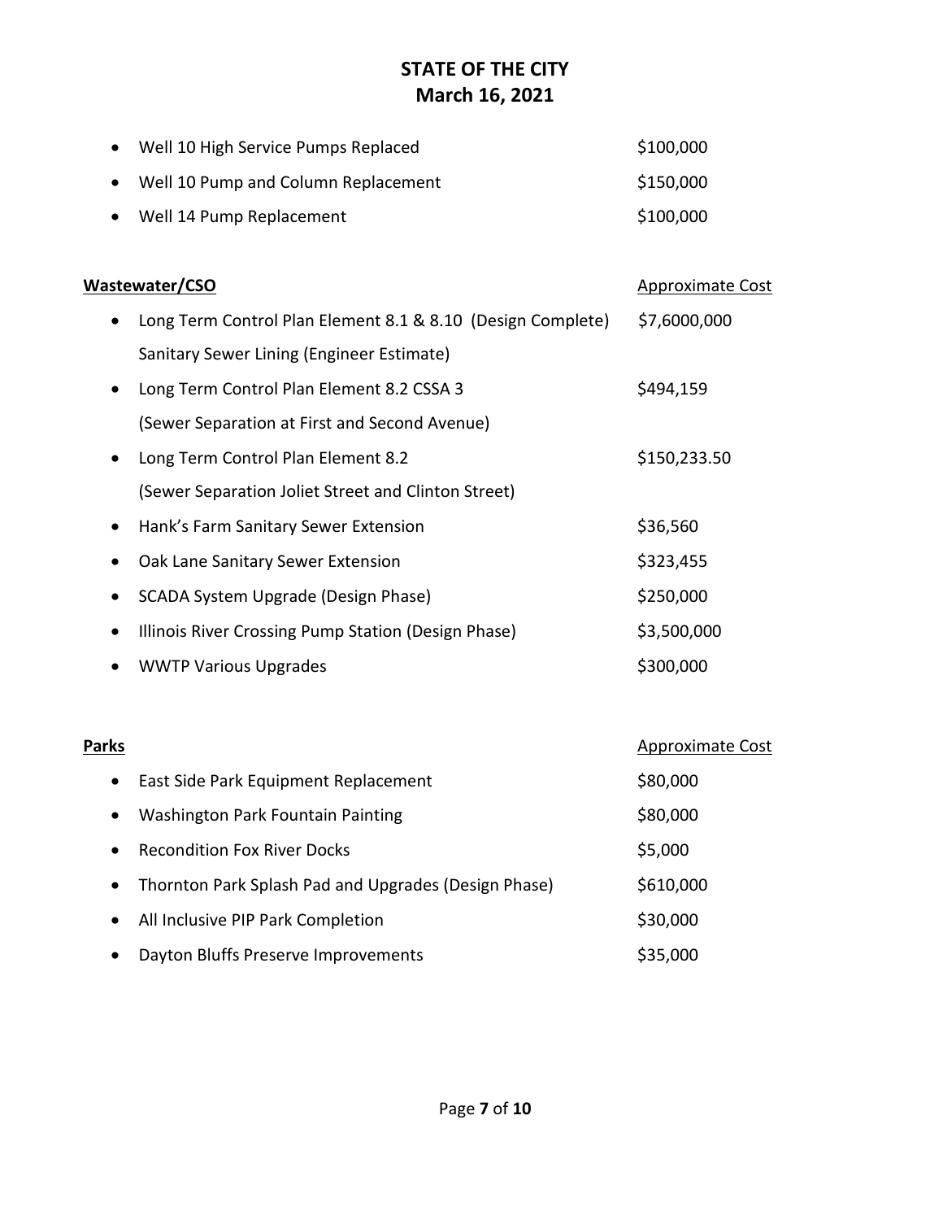| | |
|---|---|
| Well 10 High Service Pumps Replaced | \$100,000 |
| Well 10 Pump and Column Replacement | \$150,000 |
| Well 14 Pump Replacement | \$100,000 |

| **Wastewater/CSO** | Approximate Cost |
|---|---|
| Long Term Control Plan Element 8.1 & 8.10 (Design Complete) Sanitary Sewer Lining (Engineer Estimate) | \$7,6000,000 |
| Long Term Control Plan Element 8.2 CSSA 3 (Sewer Separation at First and Second Avenue) | \$494,159 |
| Long Term Control Plan Element 8.2 (Sewer Separation Joliet Street and Clinton Street) | \$150,233.50 |
| Hank's Farm Sanitary Sewer Extension | \$36,560 |
| Oak Lane Sanitary Sewer Extension | \$323,455 |
| SCADA System Upgrade (Design Phase) | \$250,000 |
| Illinois River Crossing Pump Station (Design Phase) | \$3,500,000 |
| WWTP Various Upgrades | \$300,000 |

| **Parks** | Approximate Cost |
|---|---|
| East Side Park Equipment Replacement | \$80,000 |
| Washington Park Fountain Painting | \$80,000 |
| Recondition Fox River Docks | \$5,000 |
| Thornton Park Splash Pad and Upgrades (Design Phase) | \$610,000 |
| All Inclusive PIP Park Completion | \$30,000 |
| Dayton Bluffs Preserve Improvements | \$35,000 |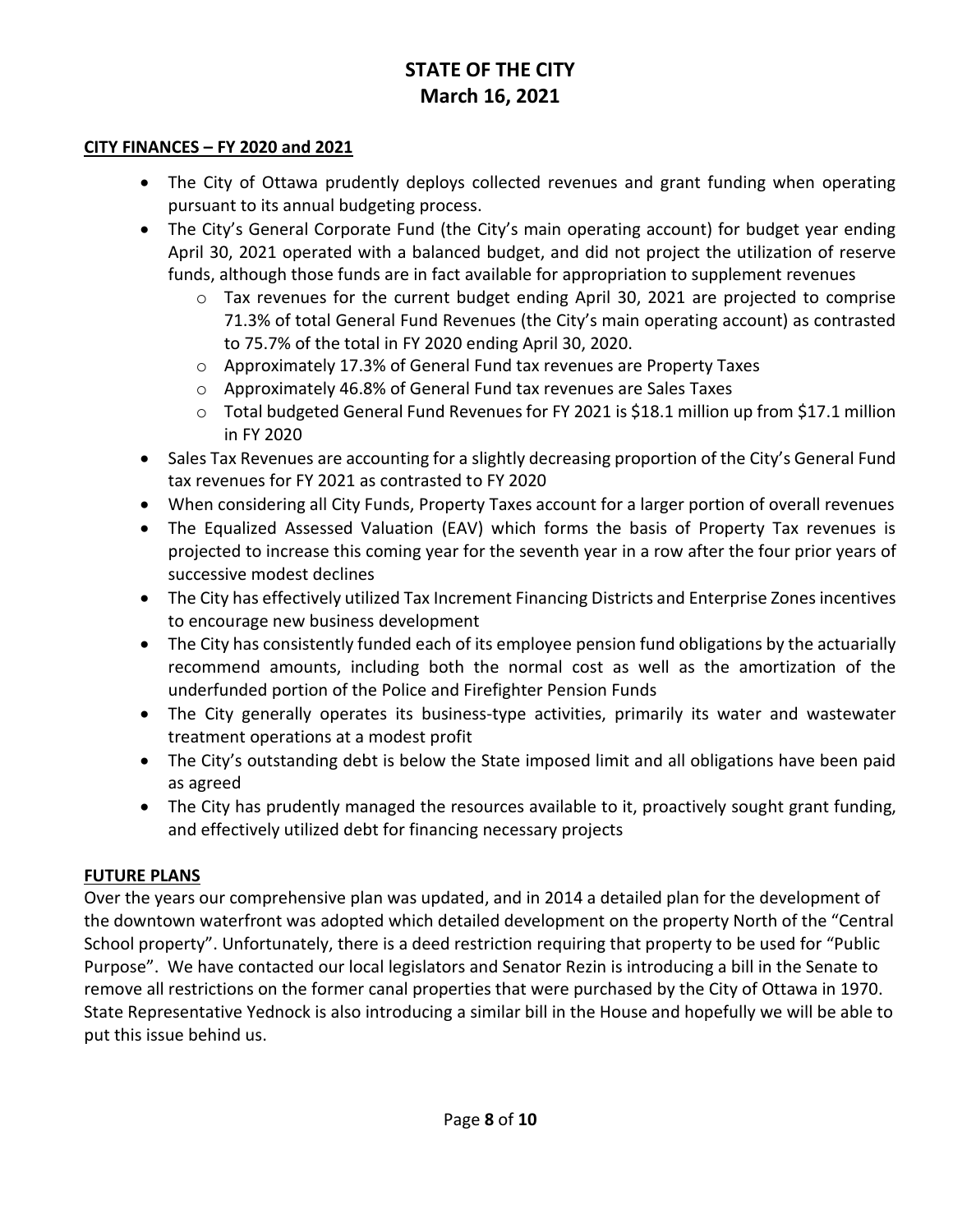# STATE OF THE CITY
# March 16, 2021

**CITY FINANCES – FY 2020 and 2021**

- The City of Ottawa prudently deploys collected revenues and grant funding when operating pursuant to its annual budgeting process.
- The City's General Corporate Fund (the City's main operating account) for budget year ending April 30, 2021 operated with a balanced budget, and did not project the utilization of reserve funds, although those funds are in fact available for appropriation to supplement revenues
  - Tax revenues for the current budget ending April 30, 2021 are projected to comprise 71.3% of total General Fund Revenues (the City's main operating account) as contrasted to 75.7% of the total in FY 2020 ending April 30, 2020.
  - Approximately 17.3% of General Fund tax revenues are Property Taxes
  - Approximately 46.8% of General Fund tax revenues are Sales Taxes
  - Total budgeted General Fund Revenues for FY 2021 is $18.1 million up from $17.1 million in FY 2020
- Sales Tax Revenues are accounting for a slightly decreasing proportion of the City's General Fund tax revenues for FY 2021 as contrasted to FY 2020
- When considering all City Funds, Property Taxes account for a larger portion of overall revenues
- The Equalized Assessed Valuation (EAV) which forms the basis of Property Tax revenues is projected to increase this coming year for the seventh year in a row after the four prior years of successive modest declines
- The City has effectively utilized Tax Increment Financing Districts and Enterprise Zones incentives to encourage new business development
- The City has consistently funded each of its employee pension fund obligations by the actuarially recommend amounts, including both the normal cost as well as the amortization of the underfunded portion of the Police and Firefighter Pension Funds
- The City generally operates its business-type activities, primarily its water and wastewater treatment operations at a modest profit
- The City's outstanding debt is below the State imposed limit and all obligations have been paid as agreed
- The City has prudently managed the resources available to it, proactively sought grant funding, and effectively utilized debt for financing necessary projects

**FUTURE PLANS**

Over the years our comprehensive plan was updated, and in 2014 a detailed plan for the development of the downtown waterfront was adopted which detailed development on the property North of the "Central School property". Unfortunately, there is a deed restriction requiring that property to be used for "Public Purpose". We have contacted our local legislators and Senator Rezin is introducing a bill in the Senate to remove all restrictions on the former canal properties that were purchased by the City of Ottawa in 1970. State Representative Yednock is also introducing a similar bill in the House and hopefully we will be able to put this issue behind us.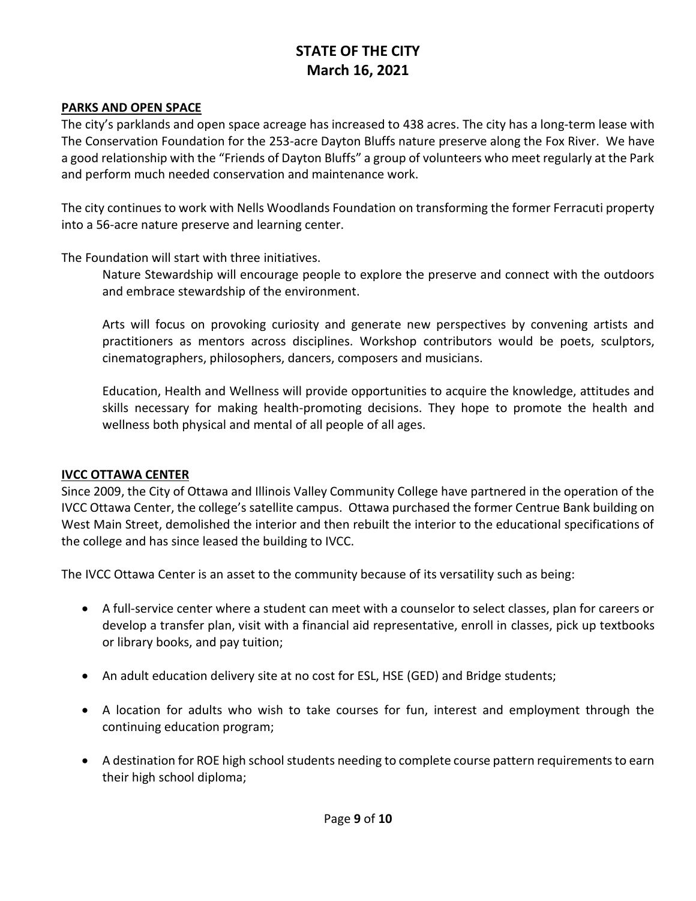**PARKS AND OPEN SPACE**

The city's parklands and open space acreage has increased to 438 acres. The city has a long-term lease with The Conservation Foundation for the 253-acre Dayton Bluffs nature preserve along the Fox River. We have a good relationship with the "Friends of Dayton Bluffs" a group of volunteers who meet regularly at the Park and perform much needed conservation and maintenance work.

The city continues to work with Nells Woodlands Foundation on transforming the former Ferracuti property into a 56-acre nature preserve and learning center.

The Foundation will start with three initiatives.

> Nature Stewardship will encourage people to explore the preserve and connect with the outdoors and embrace stewardship of the environment.
>
> Arts will focus on provoking curiosity and generate new perspectives by convening artists and practitioners as mentors across disciplines. Workshop contributors would be poets, sculptors, cinematographers, philosophers, dancers, composers and musicians.
>
> Education, Health and Wellness will provide opportunities to acquire the knowledge, attitudes and skills necessary for making health-promoting decisions. They hope to promote the health and wellness both physical and mental of all people of all ages.

**IVCC OTTAWA CENTER**

Since 2009, the City of Ottawa and Illinois Valley Community College have partnered in the operation of the IVCC Ottawa Center, the college's satellite campus. Ottawa purchased the former Centrue Bank building on West Main Street, demolished the interior and then rebuilt the interior to the educational specifications of the college and has since leased the building to IVCC.

The IVCC Ottawa Center is an asset to the community because of its versatility such as being:

- A full-service center where a student can meet with a counselor to select classes, plan for careers or develop a transfer plan, visit with a financial aid representative, enroll in classes, pick up textbooks or library books, and pay tuition;
- An adult education delivery site at no cost for ESL, HSE (GED) and Bridge students;
- A location for adults who wish to take courses for fun, interest and employment through the continuing education program;
- A destination for ROE high school students needing to complete course pattern requirements to earn their high school diploma;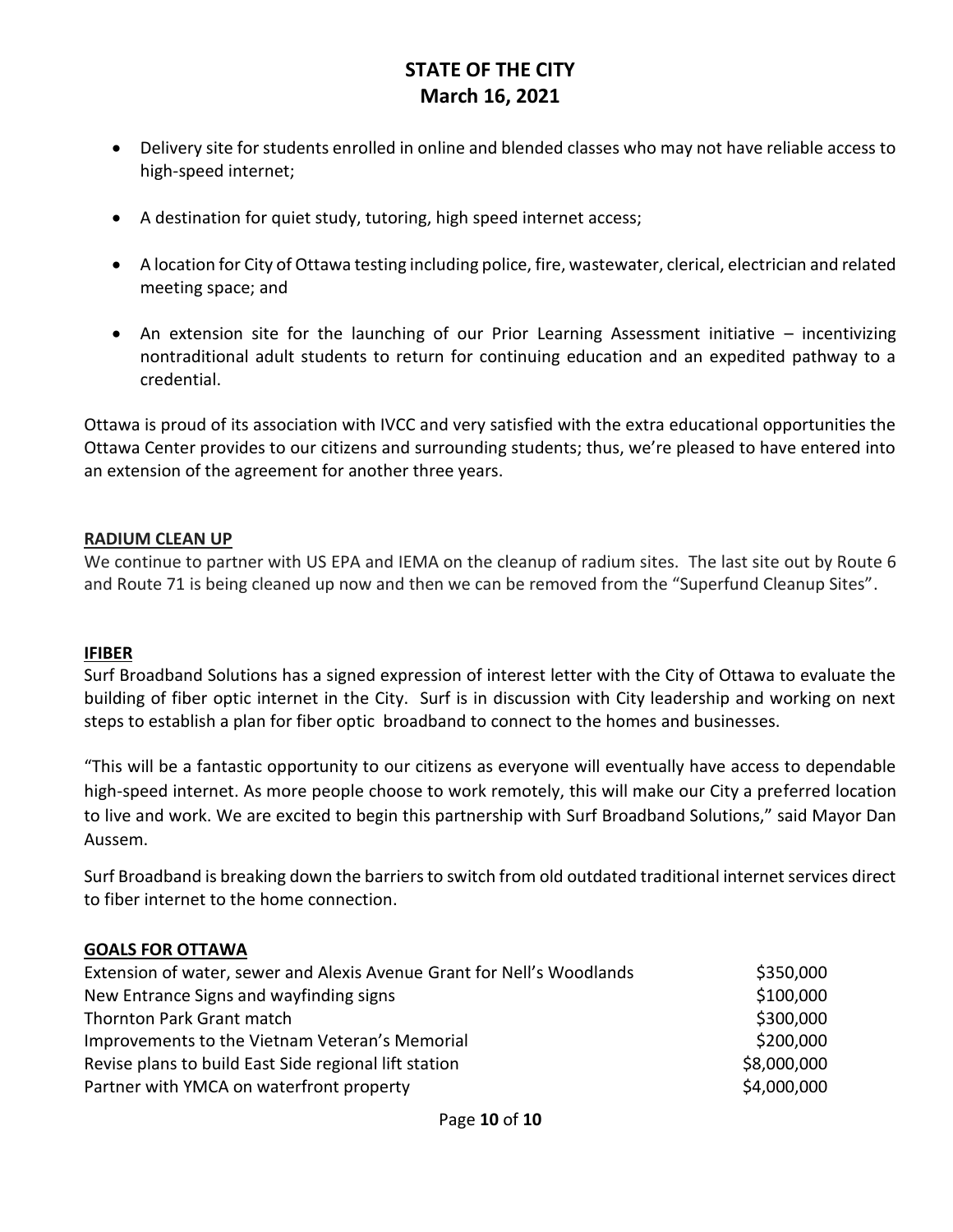- Delivery site for students enrolled in online and blended classes who may not have reliable access to high-speed internet;
- A destination for quiet study, tutoring, high speed internet access;
- A location for City of Ottawa testing including police, fire, wastewater, clerical, electrician and related meeting space; and
- An extension site for the launching of our Prior Learning Assessment initiative – incentivizing nontraditional adult students to return for continuing education and an expedited pathway to a credential.

Ottawa is proud of its association with IVCC and very satisfied with the extra educational opportunities the Ottawa Center provides to our citizens and surrounding students; thus, we're pleased to have entered into an extension of the agreement for another three years.

## RADIUM CLEAN UP

We continue to partner with US EPA and IEMA on the cleanup of radium sites. The last site out by Route 6 and Route 71 is being cleaned up now and then we can be removed from the "Superfund Cleanup Sites".

## IFIBER

Surf Broadband Solutions has a signed expression of interest letter with the City of Ottawa to evaluate the building of fiber optic internet in the City. Surf is in discussion with City leadership and working on next steps to establish a plan for fiber optic broadband to connect to the homes and businesses.

"This will be a fantastic opportunity to our citizens as everyone will eventually have access to dependable high-speed internet. As more people choose to work remotely, this will make our City a preferred location to live and work. We are excited to begin this partnership with Surf Broadband Solutions," said Mayor Dan Aussem.

Surf Broadband is breaking down the barriers to switch from old outdated traditional internet services direct to fiber internet to the home connection.

## GOALS FOR OTTAWA

| | |
|---|---|
| Extension of water, sewer and Alexis Avenue Grant for Nell's Woodlands | $350,000 |
| New Entrance Signs and wayfinding signs | $100,000 |
| Thornton Park Grant match | $300,000 |
| Improvements to the Vietnam Veteran's Memorial | $200,000 |
| Revise plans to build East Side regional lift station | $8,000,000 |
| Partner with YMCA on waterfront property | $4,000,000 |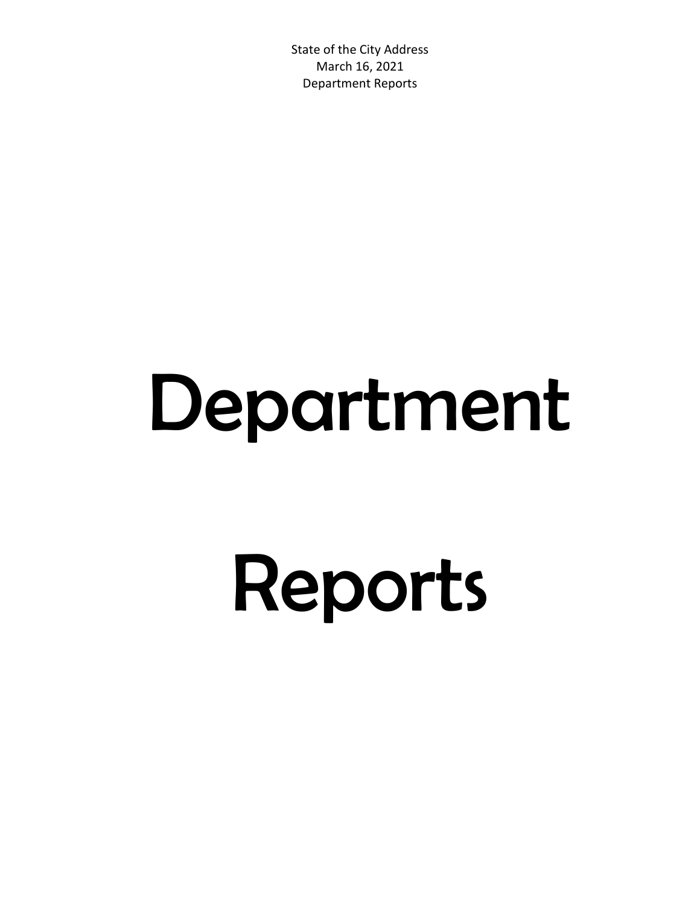# Department

# Reports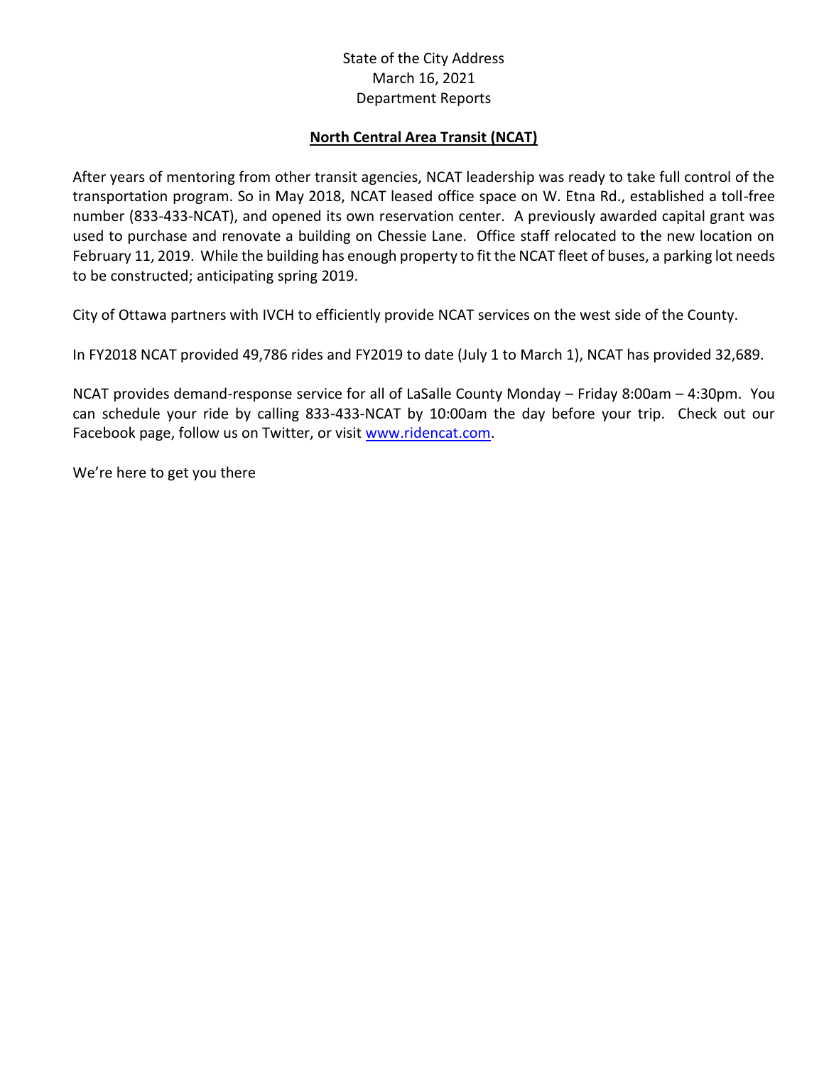State of the City Address
March 16, 2021
Department Reports

## North Central Area Transit (NCAT)

After years of mentoring from other transit agencies, NCAT leadership was ready to take full control of the transportation program. So in May 2018, NCAT leased office space on W. Etna Rd., established a toll-free number (833-433-NCAT), and opened its own reservation center. A previously awarded capital grant was used to purchase and renovate a building on Chessie Lane. Office staff relocated to the new location on February 11, 2019. While the building has enough property to fit the NCAT fleet of buses, a parking lot needs to be constructed; anticipating spring 2019.

City of Ottawa partners with IVCH to efficiently provide NCAT services on the west side of the County.

In FY2018 NCAT provided 49,786 rides and FY2019 to date (July 1 to March 1), NCAT has provided 32,689.

NCAT provides demand-response service for all of LaSalle County Monday – Friday 8:00am – 4:30pm. You can schedule your ride by calling 833-433-NCAT by 10:00am the day before your trip. Check out our Facebook page, follow us on Twitter, or visit [www.ridencat.com](http://www.ridencat.com).

We're here to get you there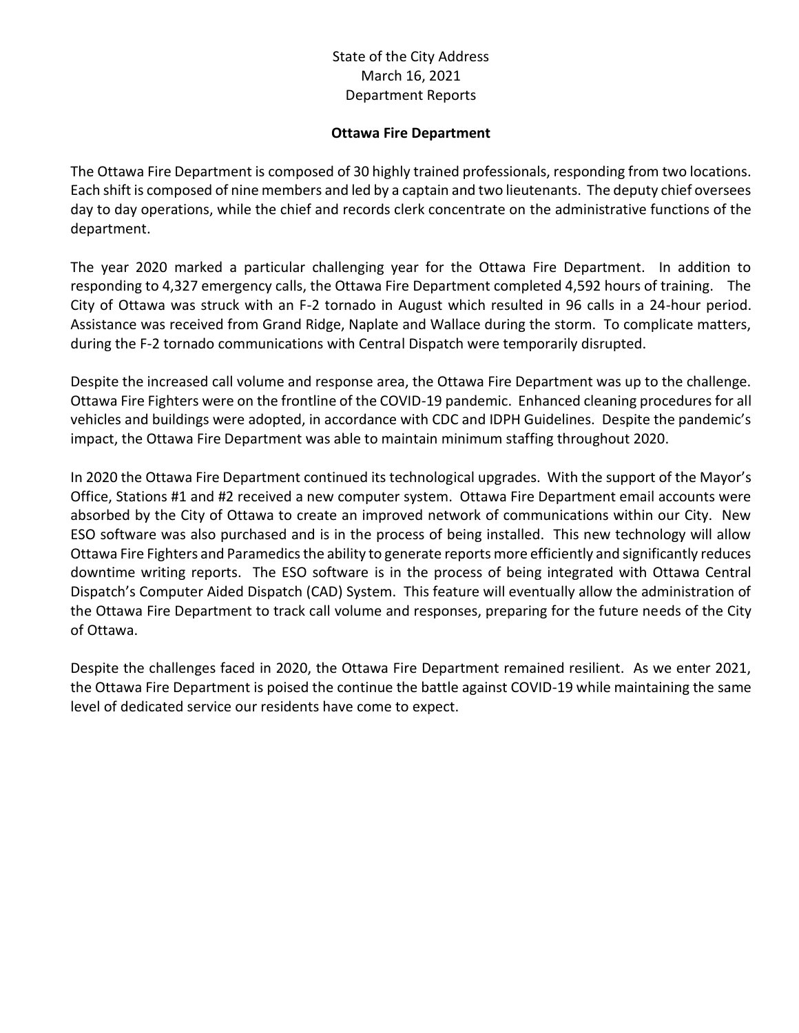State of the City Address
March 16, 2021
Department Reports

## Ottawa Fire Department

The Ottawa Fire Department is composed of 30 highly trained professionals, responding from two locations. Each shift is composed of nine members and led by a captain and two lieutenants. The deputy chief oversees day to day operations, while the chief and records clerk concentrate on the administrative functions of the department.

The year 2020 marked a particular challenging year for the Ottawa Fire Department. In addition to responding to 4,327 emergency calls, the Ottawa Fire Department completed 4,592 hours of training. The City of Ottawa was struck with an F-2 tornado in August which resulted in 96 calls in a 24-hour period. Assistance was received from Grand Ridge, Naplate and Wallace during the storm. To complicate matters, during the F-2 tornado communications with Central Dispatch were temporarily disrupted.

Despite the increased call volume and response area, the Ottawa Fire Department was up to the challenge. Ottawa Fire Fighters were on the frontline of the COVID-19 pandemic. Enhanced cleaning procedures for all vehicles and buildings were adopted, in accordance with CDC and IDPH Guidelines. Despite the pandemic's impact, the Ottawa Fire Department was able to maintain minimum staffing throughout 2020.

In 2020 the Ottawa Fire Department continued its technological upgrades. With the support of the Mayor's Office, Stations #1 and #2 received a new computer system. Ottawa Fire Department email accounts were absorbed by the City of Ottawa to create an improved network of communications within our City. New ESO software was also purchased and is in the process of being installed. This new technology will allow Ottawa Fire Fighters and Paramedics the ability to generate reports more efficiently and significantly reduces downtime writing reports. The ESO software is in the process of being integrated with Ottawa Central Dispatch's Computer Aided Dispatch (CAD) System. This feature will eventually allow the administration of the Ottawa Fire Department to track call volume and responses, preparing for the future needs of the City of Ottawa.

Despite the challenges faced in 2020, the Ottawa Fire Department remained resilient. As we enter 2021, the Ottawa Fire Department is poised the continue the battle against COVID-19 while maintaining the same level of dedicated service our residents have come to expect.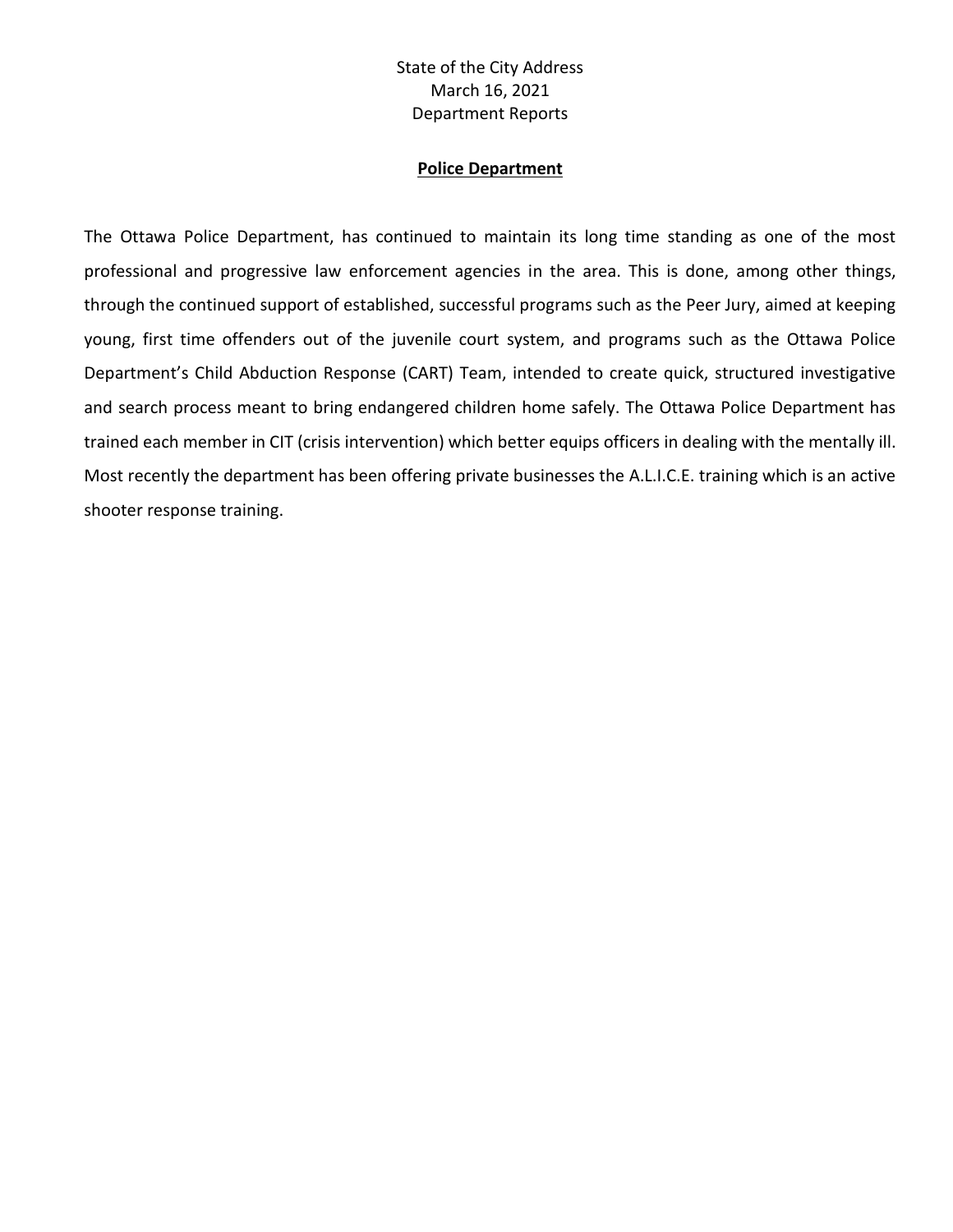State of the City Address
March 16, 2021
Department Reports

## Police Department

The Ottawa Police Department, has continued to maintain its long time standing as one of the most professional and progressive law enforcement agencies in the area. This is done, among other things, through the continued support of established, successful programs such as the Peer Jury, aimed at keeping young, first time offenders out of the juvenile court system, and programs such as the Ottawa Police Department's Child Abduction Response (CART) Team, intended to create quick, structured investigative and search process meant to bring endangered children home safely. The Ottawa Police Department has trained each member in CIT (crisis intervention) which better equips officers in dealing with the mentally ill. Most recently the department has been offering private businesses the A.L.I.C.E. training which is an active shooter response training.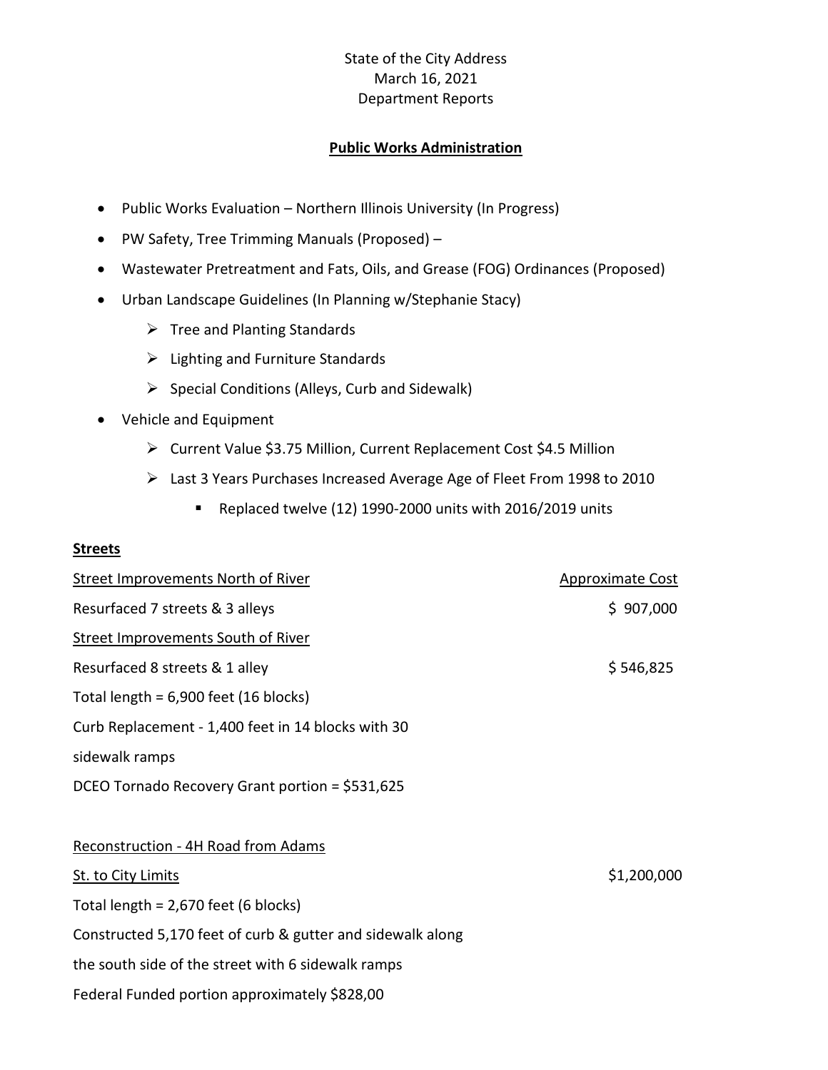State of the City Address
March 16, 2021
Department Reports

## Public Works Administration

- Public Works Evaluation – Northern Illinois University (In Progress)
- PW Safety, Tree Trimming Manuals (Proposed) –
- Wastewater Pretreatment and Fats, Oils, and Grease (FOG) Ordinances (Proposed)
- Urban Landscape Guidelines (In Planning w/Stephanie Stacy)
  - Tree and Planting Standards
  - Lighting and Furniture Standards
  - Special Conditions (Alleys, Curb and Sidewalk)
- Vehicle and Equipment
  - Current Value $3.75 Million, Current Replacement Cost $4.5 Million
  - Last 3 Years Purchases Increased Average Age of Fleet From 1998 to 2010
    - Replaced twelve (12) 1990-2000 units with 2016/2019 units

## Streets

| Street Improvements North of River | Approximate Cost |
|---|---|
| Resurfaced 7 streets & 3 alleys | $ 907,000 |
| Street Improvements South of River | |
| Resurfaced 8 streets & 1 alley | $ 546,825 |
| Total length = 6,900 feet (16 blocks) | |
| Curb Replacement - 1,400 feet in 14 blocks with 30 sidewalk ramps | |
| DCEO Tornado Recovery Grant portion = $531,625 | |
| | |
| Reconstruction - 4H Road from Adams St. to City Limits | $1,200,000 |
| Total length = 2,670 feet (6 blocks) | |
| Constructed 5,170 feet of curb & gutter and sidewalk along the south side of the street with 6 sidewalk ramps | |
| Federal Funded portion approximately $828,00 | |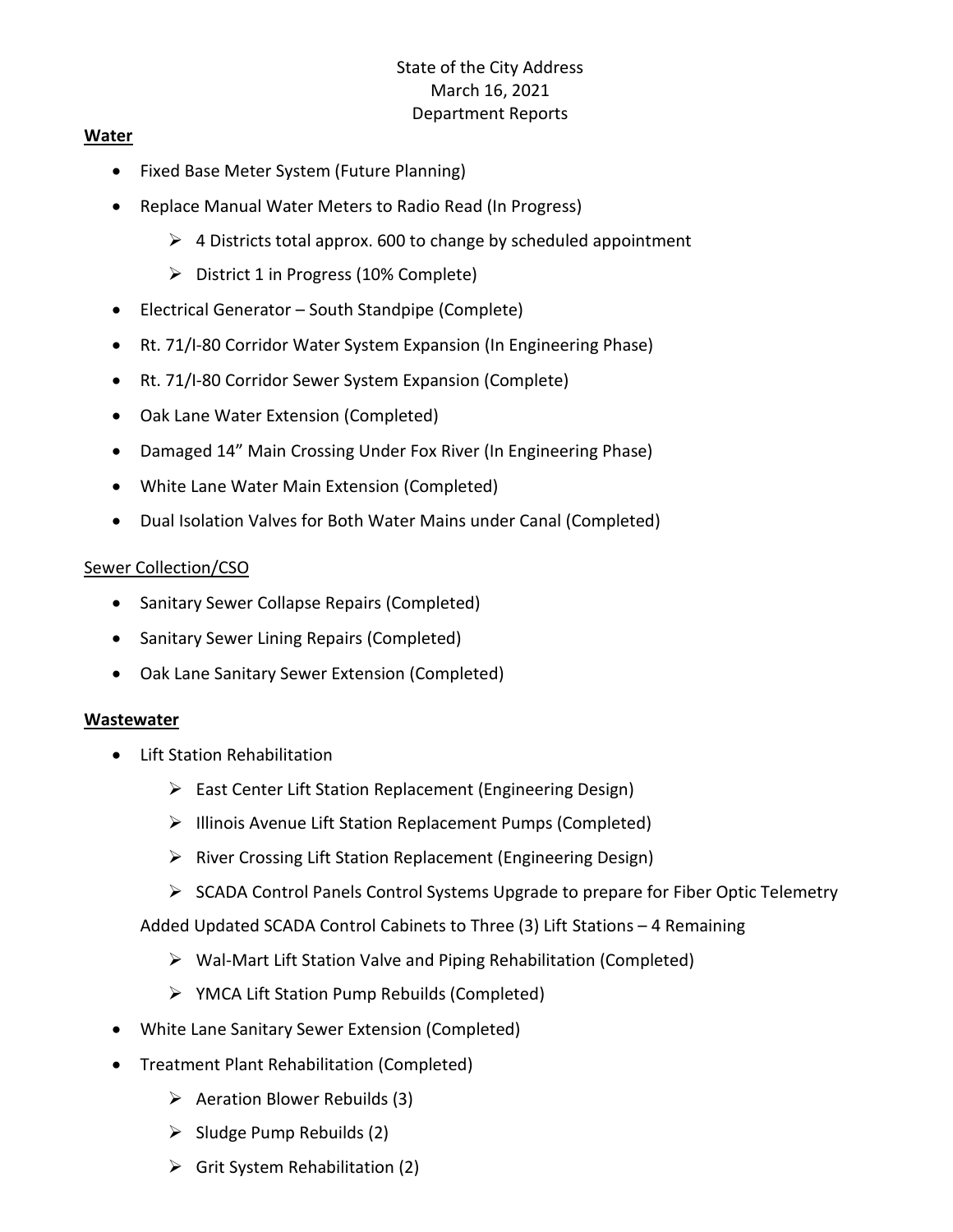State of the City Address
March 16, 2021
Department Reports

**Water**

- Fixed Base Meter System (Future Planning)
- Replace Manual Water Meters to Radio Read (In Progress)
  - 4 Districts total approx. 600 to change by scheduled appointment
  - District 1 in Progress (10% Complete)
- Electrical Generator – South Standpipe (Complete)
- Rt. 71/I-80 Corridor Water System Expansion (In Engineering Phase)
- Rt. 71/I-80 Corridor Sewer System Expansion (Complete)
- Oak Lane Water Extension (Completed)
- Damaged 14" Main Crossing Under Fox River (In Engineering Phase)
- White Lane Water Main Extension (Completed)
- Dual Isolation Valves for Both Water Mains under Canal (Completed)

Sewer Collection/CSO

- Sanitary Sewer Collapse Repairs (Completed)
- Sanitary Sewer Lining Repairs (Completed)
- Oak Lane Sanitary Sewer Extension (Completed)

**Wastewater**

- Lift Station Rehabilitation
  - East Center Lift Station Replacement (Engineering Design)
  - Illinois Avenue Lift Station Replacement Pumps (Completed)
  - River Crossing Lift Station Replacement (Engineering Design)
  - SCADA Control Panels Control Systems Upgrade to prepare for Fiber Optic Telemetry

  Added Updated SCADA Control Cabinets to Three (3) Lift Stations – 4 Remaining

  - Wal-Mart Lift Station Valve and Piping Rehabilitation (Completed)
  - YMCA Lift Station Pump Rebuilds (Completed)
- White Lane Sanitary Sewer Extension (Completed)
- Treatment Plant Rehabilitation (Completed)
  - Aeration Blower Rebuilds (3)
  - Sludge Pump Rebuilds (2)
  - Grit System Rehabilitation (2)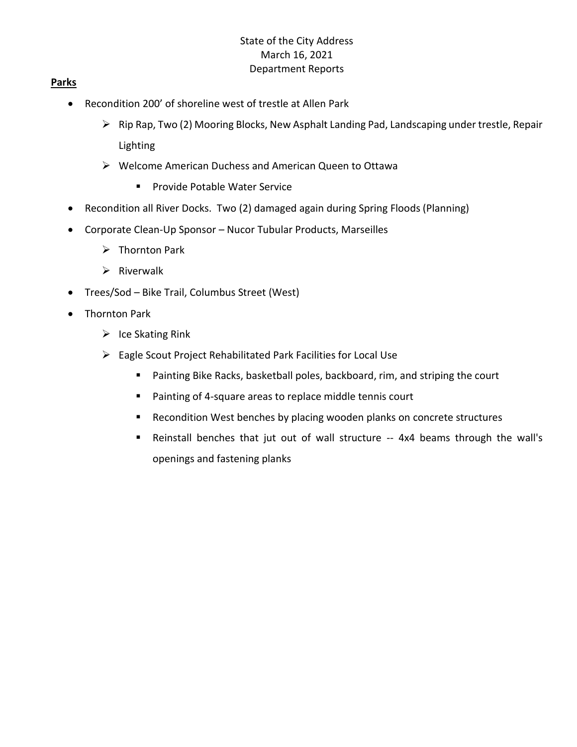State of the City Address
March 16, 2021
Department Reports

**Parks**

- Recondition 200’ of shoreline west of trestle at Allen Park
  - Rip Rap, Two (2) Mooring Blocks, New Asphalt Landing Pad, Landscaping under trestle, Repair Lighting
  - Welcome American Duchess and American Queen to Ottawa
    - Provide Potable Water Service
- Recondition all River Docks. Two (2) damaged again during Spring Floods (Planning)
- Corporate Clean-Up Sponsor – Nucor Tubular Products, Marseilles
  - Thornton Park
  - Riverwalk
- Trees/Sod – Bike Trail, Columbus Street (West)
- Thornton Park
  - Ice Skating Rink
  - Eagle Scout Project Rehabilitated Park Facilities for Local Use
    - Painting Bike Racks, basketball poles, backboard, rim, and striping the court
    - Painting of 4-square areas to replace middle tennis court
    - Recondition West benches by placing wooden planks on concrete structures
    - Reinstall benches that jut out of wall structure -- 4x4 beams through the wall's openings and fastening planks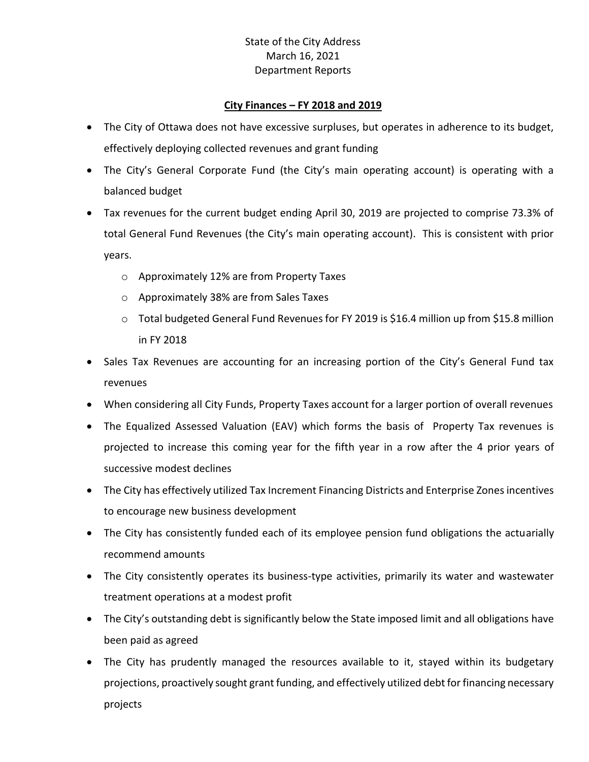State of the City Address
March 16, 2021
Department Reports

## City Finances – FY 2018 and 2019

- The City of Ottawa does not have excessive surpluses, but operates in adherence to its budget, effectively deploying collected revenues and grant funding
- The City's General Corporate Fund (the City's main operating account) is operating with a balanced budget
- Tax revenues for the current budget ending April 30, 2019 are projected to comprise 73.3% of total General Fund Revenues (the City's main operating account). This is consistent with prior years.
  - Approximately 12% are from Property Taxes
  - Approximately 38% are from Sales Taxes
  - Total budgeted General Fund Revenues for FY 2019 is $16.4 million up from $15.8 million in FY 2018
- Sales Tax Revenues are accounting for an increasing portion of the City's General Fund tax revenues
- When considering all City Funds, Property Taxes account for a larger portion of overall revenues
- The Equalized Assessed Valuation (EAV) which forms the basis of Property Tax revenues is projected to increase this coming year for the fifth year in a row after the 4 prior years of successive modest declines
- The City has effectively utilized Tax Increment Financing Districts and Enterprise Zones incentives to encourage new business development
- The City has consistently funded each of its employee pension fund obligations the actuarially recommend amounts
- The City consistently operates its business-type activities, primarily its water and wastewater treatment operations at a modest profit
- The City's outstanding debt is significantly below the State imposed limit and all obligations have been paid as agreed
- The City has prudently managed the resources available to it, stayed within its budgetary projections, proactively sought grant funding, and effectively utilized debt for financing necessary projects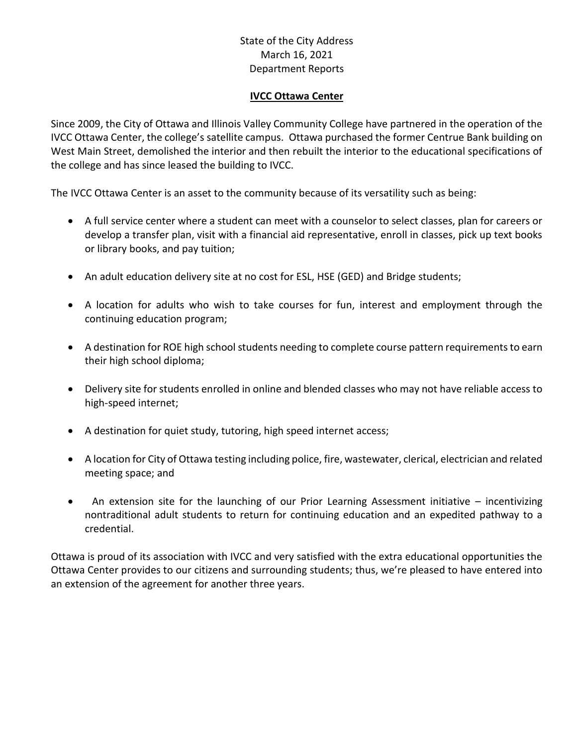State of the City Address
March 16, 2021
Department Reports

## IVCC Ottawa Center

Since 2009, the City of Ottawa and Illinois Valley Community College have partnered in the operation of the IVCC Ottawa Center, the college's satellite campus. Ottawa purchased the former Centrue Bank building on West Main Street, demolished the interior and then rebuilt the interior to the educational specifications of the college and has since leased the building to IVCC.

The IVCC Ottawa Center is an asset to the community because of its versatility such as being:

- A full service center where a student can meet with a counselor to select classes, plan for careers or develop a transfer plan, visit with a financial aid representative, enroll in classes, pick up text books or library books, and pay tuition;
- An adult education delivery site at no cost for ESL, HSE (GED) and Bridge students;
- A location for adults who wish to take courses for fun, interest and employment through the continuing education program;
- A destination for ROE high school students needing to complete course pattern requirements to earn their high school diploma;
- Delivery site for students enrolled in online and blended classes who may not have reliable access to high-speed internet;
- A destination for quiet study, tutoring, high speed internet access;
- A location for City of Ottawa testing including police, fire, wastewater, clerical, electrician and related meeting space; and
- An extension site for the launching of our Prior Learning Assessment initiative – incentivizing nontraditional adult students to return for continuing education and an expedited pathway to a credential.

Ottawa is proud of its association with IVCC and very satisfied with the extra educational opportunities the Ottawa Center provides to our citizens and surrounding students; thus, we're pleased to have entered into an extension of the agreement for another three years.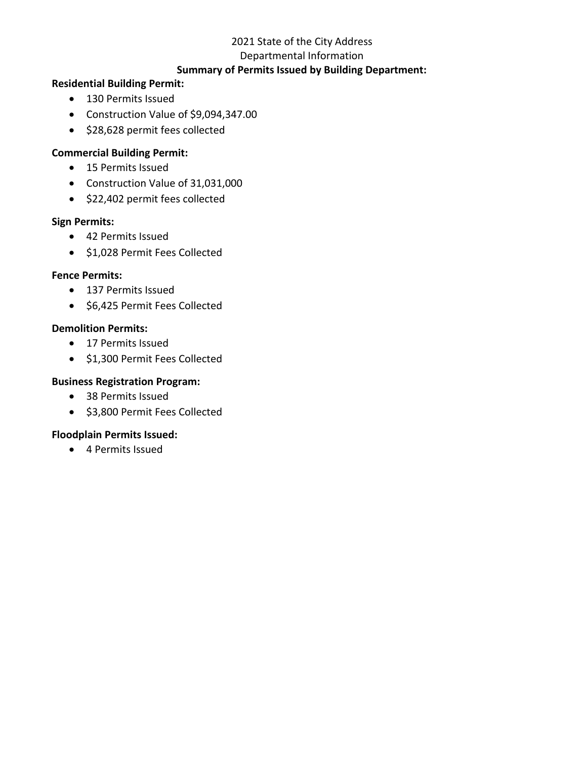2021 State of the City Address

Departmental Information

**Summary of Permits Issued by Building Department:**

**Residential Building Permit:**

- 130 Permits Issued
- Construction Value of $9,094,347.00
- $28,628 permit fees collected

**Commercial Building Permit:**

- 15 Permits Issued
- Construction Value of 31,031,000
- $22,402 permit fees collected

**Sign Permits:**

- 42 Permits Issued
- $1,028 Permit Fees Collected

**Fence Permits:**

- 137 Permits Issued
- $6,425 Permit Fees Collected

**Demolition Permits:**

- 17 Permits Issued
- $1,300 Permit Fees Collected

**Business Registration Program:**

- 38 Permits Issued
- $3,800 Permit Fees Collected

**Floodplain Permits Issued:**

- 4 Permits Issued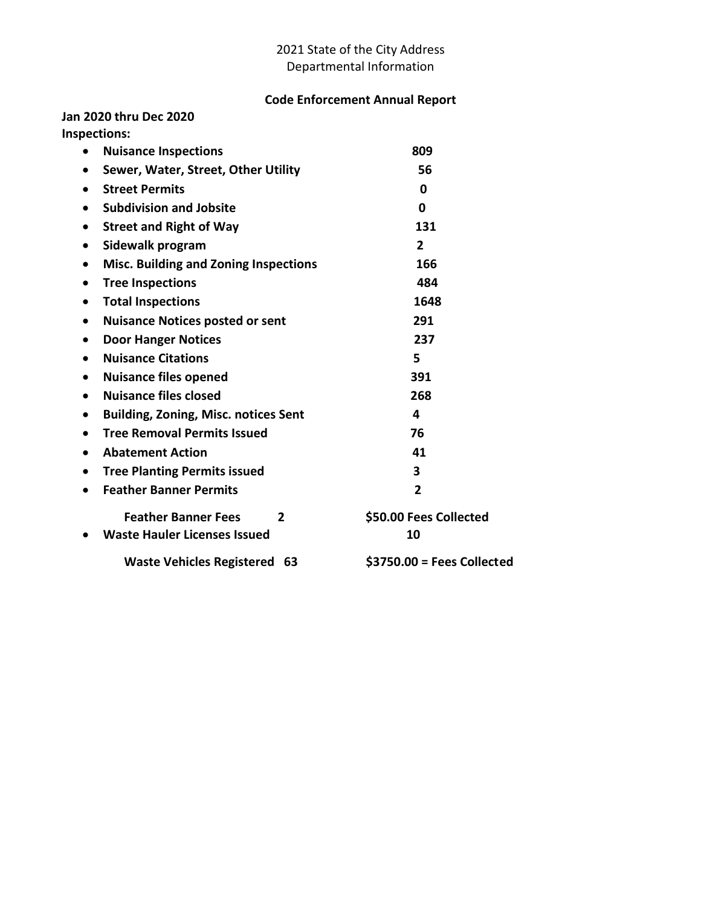2021 State of the City Address
Departmental Information

## Code Enforcement Annual Report

**Jan 2020 thru Dec 2020**

**Inspections:**

- **Nuisance Inspections** **809**
- **Sewer, Water, Street, Other Utility** **56**
- **Street Permits** **0**
- **Subdivision and Jobsite** **0**
- **Street and Right of Way** **131**
- **Sidewalk program** **2**
- **Misc. Building and Zoning Inspections** **166**
- **Tree Inspections** **484**
- **Total Inspections** **1648**
- **Nuisance Notices posted or sent** **291**
- **Door Hanger Notices** **237**
- **Nuisance Citations** **5**
- **Nuisance files opened** **391**
- **Nuisance files closed** **268**
- **Building, Zoning, Misc. notices Sent** **4**
- **Tree Removal Permits Issued** **76**
- **Abatement Action** **41**
- **Tree Planting Permits issued** **3**
- **Feather Banner Permits** **2**

  **Feather Banner Fees 2** **$50.00 Fees Collected**

- **Waste Hauler Licenses Issued** **10**

  **Waste Vehicles Registered 63** **$3750.00 = Fees Collected**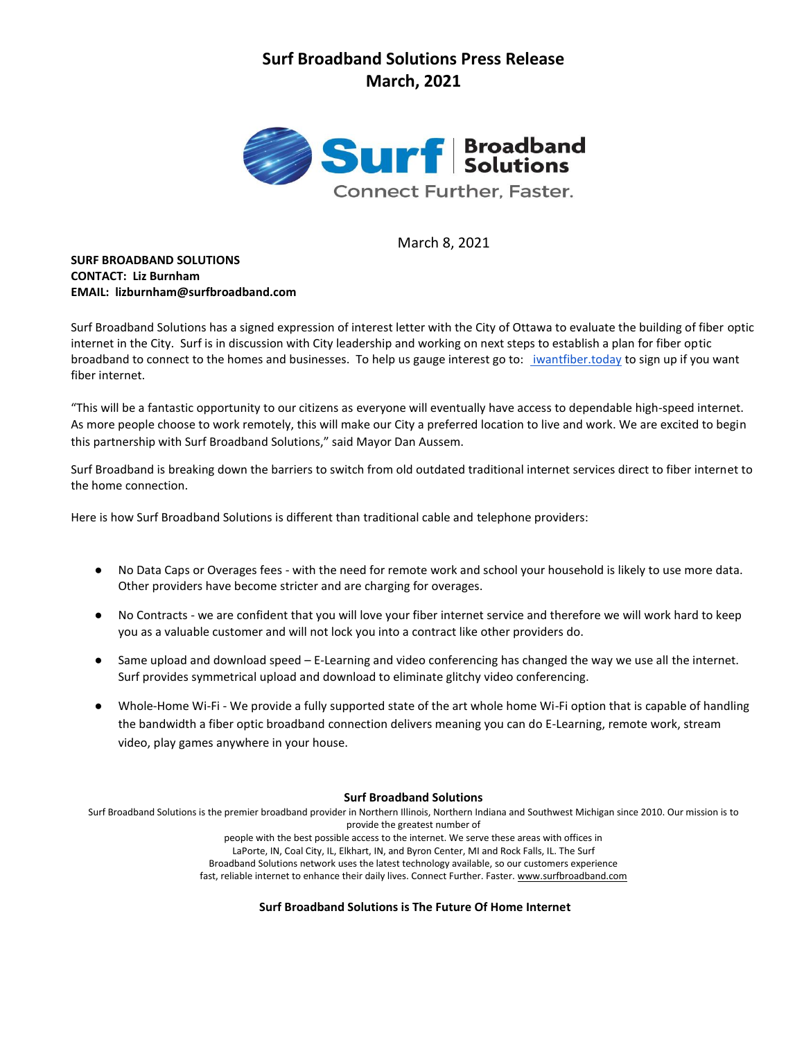# Surf Broadband Solutions Press Release
# March, 2021

Surf | Broadband Solutions

Connect Further, Faster.

March 8, 2021

**SURF BROADBAND SOLUTIONS**
**CONTACT: Liz Burnham**
**EMAIL: lizburnham@surfbroadband.com**

Surf Broadband Solutions has a signed expression of interest letter with the City of Ottawa to evaluate the building of fiber optic internet in the City. Surf is in discussion with City leadership and working on next steps to establish a plan for fiber optic broadband to connect to the homes and businesses. To help us gauge interest go to: iwantfiber.today to sign up if you want fiber internet.

"This will be a fantastic opportunity to our citizens as everyone will eventually have access to dependable high-speed internet. As more people choose to work remotely, this will make our City a preferred location to live and work. We are excited to begin this partnership with Surf Broadband Solutions," said Mayor Dan Aussem.

Surf Broadband is breaking down the barriers to switch from old outdated traditional internet services direct to fiber internet to the home connection.

Here is how Surf Broadband Solutions is different than traditional cable and telephone providers:

- No Data Caps or Overages fees - with the need for remote work and school your household is likely to use more data. Other providers have become stricter and are charging for overages.
- No Contracts - we are confident that you will love your fiber internet service and therefore we will work hard to keep you as a valuable customer and will not lock you into a contract like other providers do.
- Same upload and download speed – E-Learning and video conferencing has changed the way we use all the internet. Surf provides symmetrical upload and download to eliminate glitchy video conferencing.
- Whole-Home Wi-Fi - We provide a fully supported state of the art whole home Wi-Fi option that is capable of handling the bandwidth a fiber optic broadband connection delivers meaning you can do E-Learning, remote work, stream video, play games anywhere in your house.

**Surf Broadband Solutions**

Surf Broadband Solutions is the premier broadband provider in Northern Illinois, Northern Indiana and Southwest Michigan since 2010. Our mission is to provide the greatest number of people with the best possible access to the internet. We serve these areas with offices in LaPorte, IN, Coal City, IL, Elkhart, IN, and Byron Center, MI and Rock Falls, IL. The Surf Broadband Solutions network uses the latest technology available, so our customers experience fast, reliable internet to enhance their daily lives. Connect Further. Faster. www.surfbroadband.com

**Surf Broadband Solutions is The Future Of Home Internet**